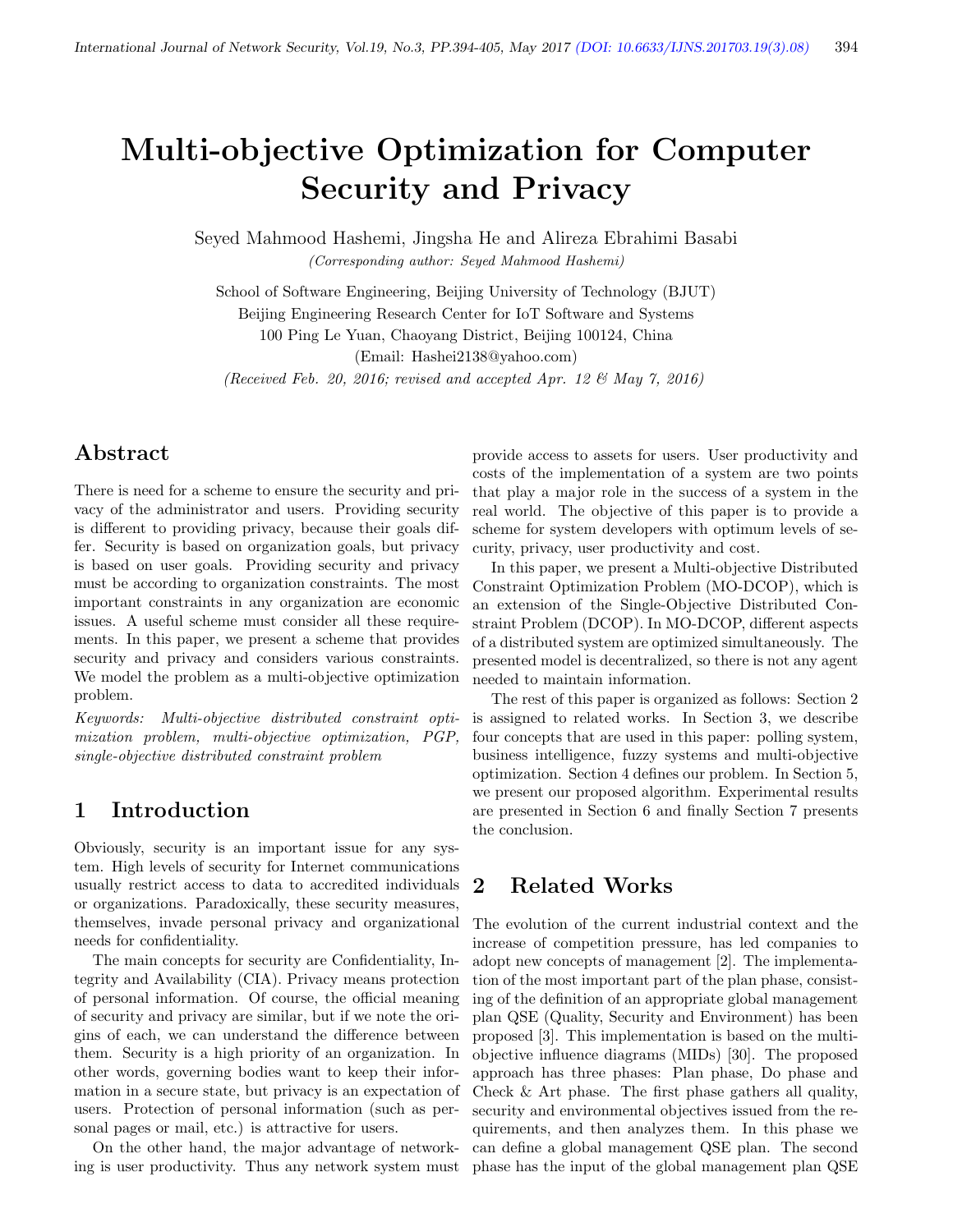# Multi-objective Optimization for Computer Security and Privacy

Seyed Mahmood Hashemi, Jingsha He and Alireza Ebrahimi Basabi

*(Corresponding author: Seyed Mahmood Hashemi)*

School of Software Engineering, Beijing University of Technology (BJUT)
Beijing Engineering Research Center for IoT Software and Systems
100 Ping Le Yuan, Chaoyang District, Beijing 100124, China
(Email: Hashei2138@yahoo.com)

*(Received Feb. 20, 2016; revised and accepted Apr. 12 & May 7, 2016)*

## Abstract

There is need for a scheme to ensure the security and privacy of the administrator and users. Providing security is different to providing privacy, because their goals differ. Security is based on organization goals, but privacy is based on user goals. Providing security and privacy must be according to organization constraints. The most important constraints in any organization are economic issues. A useful scheme must consider all these requirements. In this paper, we present a scheme that provides security and privacy and considers various constraints. We model the problem as a multi-objective optimization problem.

*Keywords: Multi-objective distributed constraint optimization problem, multi-objective optimization, PGP, single-objective distributed constraint problem*

## 1 Introduction

Obviously, security is an important issue for any system. High levels of security for Internet communications usually restrict access to data to accredited individuals or organizations. Paradoxically, these security measures, themselves, invade personal privacy and organizational needs for confidentiality.

The main concepts for security are Confidentiality, Integrity and Availability (CIA). Privacy means protection of personal information. Of course, the official meaning of security and privacy are similar, but if we note the origins of each, we can understand the difference between them. Security is a high priority of an organization. In other words, governing bodies want to keep their information in a secure state, but privacy is an expectation of users. Protection of personal information (such as personal pages or mail, etc.) is attractive for users.

On the other hand, the major advantage of networking is user productivity. Thus any network system must provide access to assets for users. User productivity and costs of the implementation of a system are two points that play a major role in the success of a system in the real world. The objective of this paper is to provide a scheme for system developers with optimum levels of security, privacy, user productivity and cost.

In this paper, we present a Multi-objective Distributed Constraint Optimization Problem (MO-DCOP), which is an extension of the Single-Objective Distributed Constraint Problem (DCOP). In MO-DCOP, different aspects of a distributed system are optimized simultaneously. The presented model is decentralized, so there is not any agent needed to maintain information.

The rest of this paper is organized as follows: Section 2 is assigned to related works. In Section 3, we describe four concepts that are used in this paper: polling system, business intelligence, fuzzy systems and multi-objective optimization. Section 4 defines our problem. In Section 5, we present our proposed algorithm. Experimental results are presented in Section 6 and finally Section 7 presents the conclusion.

## 2 Related Works

The evolution of the current industrial context and the increase of competition pressure, has led companies to adopt new concepts of management [2]. The implementation of the most important part of the plan phase, consisting of the definition of an appropriate global management plan QSE (Quality, Security and Environment) has been proposed [3]. This implementation is based on the multi-objective influence diagrams (MIDs) [30]. The proposed approach has three phases: Plan phase, Do phase and Check & Art phase. The first phase gathers all quality, security and environmental objectives issued from the requirements, and then analyzes them. In this phase we can define a global management QSE plan. The second phase has the input of the global management plan QSE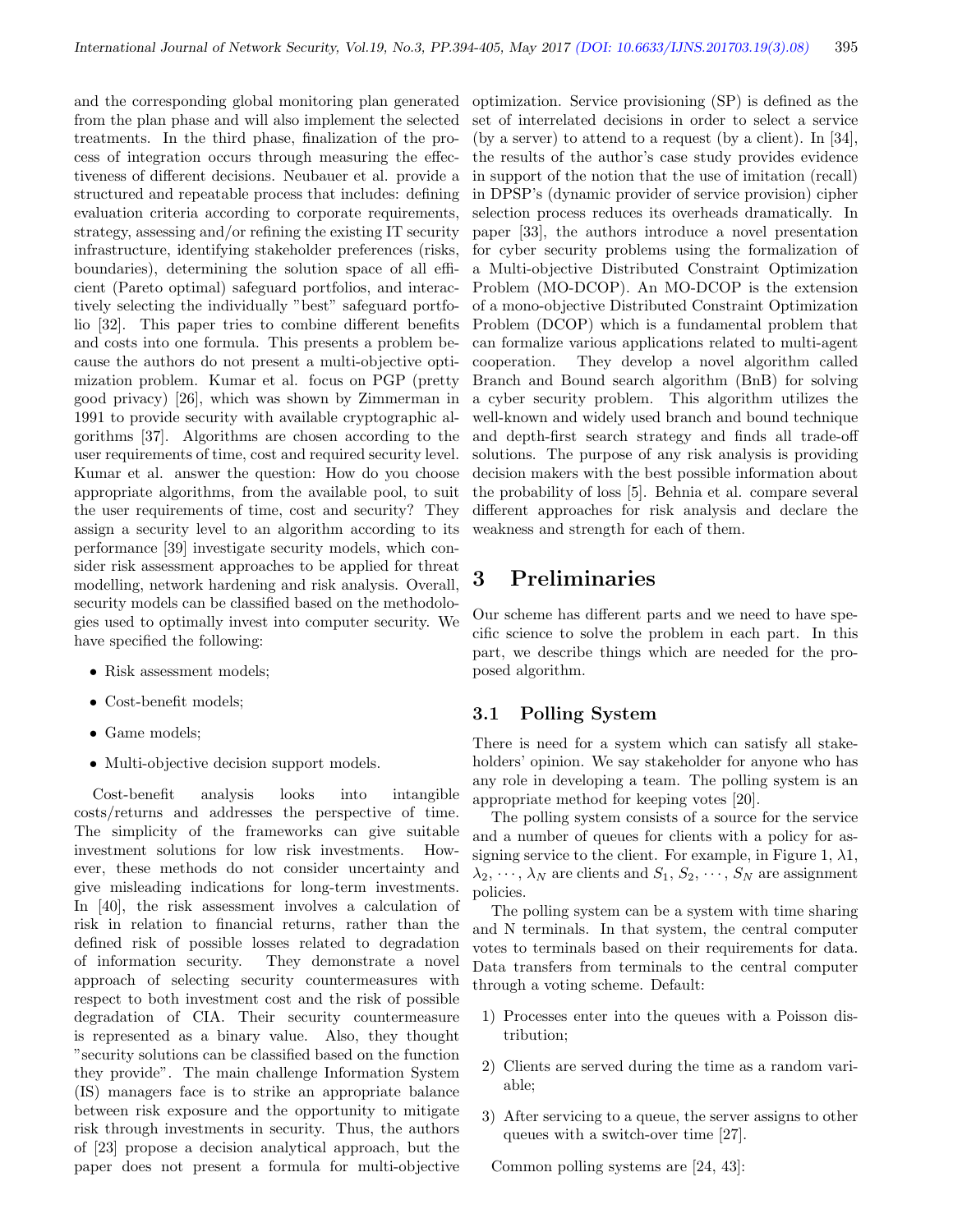and the corresponding global monitoring plan generated from the plan phase and will also implement the selected treatments. In the third phase, finalization of the process of integration occurs through measuring the effectiveness of different decisions. Neubauer et al. provide a structured and repeatable process that includes: defining evaluation criteria according to corporate requirements, strategy, assessing and/or refining the existing IT security infrastructure, identifying stakeholder preferences (risks, boundaries), determining the solution space of all efficient (Pareto optimal) safeguard portfolios, and interactively selecting the individually "best" safeguard portfolio [32]. This paper tries to combine different benefits and costs into one formula. This presents a problem because the authors do not present a multi-objective optimization problem. Kumar et al. focus on PGP (pretty good privacy) [26], which was shown by Zimmerman in 1991 to provide security with available cryptographic algorithms [37]. Algorithms are chosen according to the user requirements of time, cost and required security level. Kumar et al. answer the question: How do you choose appropriate algorithms, from the available pool, to suit the user requirements of time, cost and security? They assign a security level to an algorithm according to its performance [39] investigate security models, which consider risk assessment approaches to be applied for threat modelling, network hardening and risk analysis. Overall, security models can be classified based on the methodologies used to optimally invest into computer security. We have specified the following:

- Risk assessment models;
- Cost-benefit models;
- Game models;
- Multi-objective decision support models.

Cost-benefit analysis looks into intangible costs/returns and addresses the perspective of time. The simplicity of the frameworks can give suitable investment solutions for low risk investments. However, these methods do not consider uncertainty and give misleading indications for long-term investments. In [40], the risk assessment involves a calculation of risk in relation to financial returns, rather than the defined risk of possible losses related to degradation of information security. They demonstrate a novel approach of selecting security countermeasures with respect to both investment cost and the risk of possible degradation of CIA. Their security countermeasure is represented as a binary value. Also, they thought "security solutions can be classified based on the function they provide". The main challenge Information System (IS) managers face is to strike an appropriate balance between risk exposure and the opportunity to mitigate risk through investments in security. Thus, the authors of [23] propose a decision analytical approach, but the paper does not present a formula for multi-objective optimization. Service provisioning (SP) is defined as the set of interrelated decisions in order to select a service (by a server) to attend to a request (by a client). In [34], the results of the author's case study provides evidence in support of the notion that the use of imitation (recall) in DPSP's (dynamic provider of service provision) cipher selection process reduces its overheads dramatically. In paper [33], the authors introduce a novel presentation for cyber security problems using the formalization of a Multi-objective Distributed Constraint Optimization Problem (MO-DCOP). An MO-DCOP is the extension of a mono-objective Distributed Constraint Optimization Problem (DCOP) which is a fundamental problem that can formalize various applications related to multi-agent cooperation. They develop a novel algorithm called Branch and Bound search algorithm (BnB) for solving a cyber security problem. This algorithm utilizes the well-known and widely used branch and bound technique and depth-first search strategy and finds all trade-off solutions. The purpose of any risk analysis is providing decision makers with the best possible information about the probability of loss [5]. Behnia et al. compare several different approaches for risk analysis and declare the weakness and strength for each of them.

# 3 Preliminaries

Our scheme has different parts and we need to have specific science to solve the problem in each part. In this part, we describe things which are needed for the proposed algorithm.

## 3.1 Polling System

There is need for a system which can satisfy all stakeholders' opinion. We say stakeholder for anyone who has any role in developing a team. The polling system is an appropriate method for keeping votes [20].

The polling system consists of a source for the service and a number of queues for clients with a policy for assigning service to the client. For example, in Figure 1, $\lambda 1$, $\lambda_2, \cdots, \lambda_N$ are clients and $S_1, S_2, \cdots, S_N$ are assignment policies.

The polling system can be a system with time sharing and N terminals. In that system, the central computer votes to terminals based on their requirements for data. Data transfers from terminals to the central computer through a voting scheme. Default:

1) Processes enter into the queues with a Poisson distribution;
2) Clients are served during the time as a random variable;
3) After servicing to a queue, the server assigns to other queues with a switch-over time [27].

Common polling systems are [24, 43]: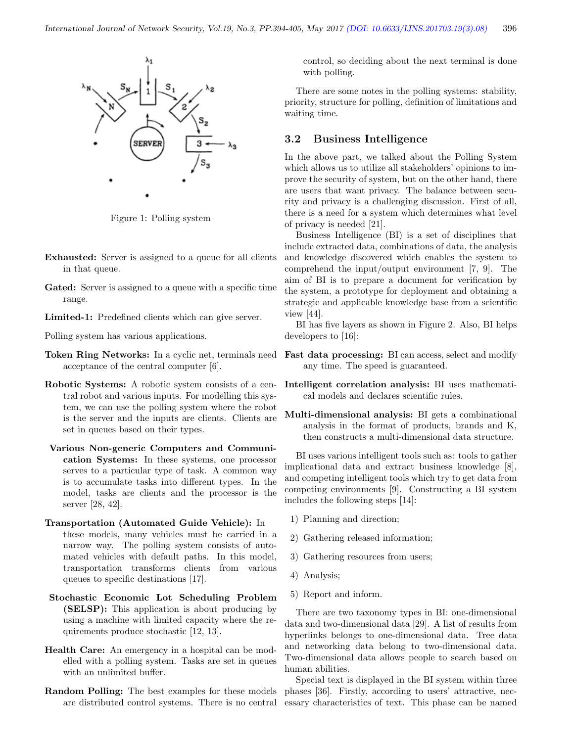Figure 1: Polling system

**Exhausted:** Server is assigned to a queue for all clients in that queue.

**Gated:** Server is assigned to a queue with a specific time range.

**Limited-1:** Predefined clients which can give server.

Polling system has various applications.

**Token Ring Networks:** In a cyclic net, terminals need acceptance of the central computer [6].

**Robotic Systems:** A robotic system consists of a central robot and various inputs. For modelling this system, we can use the polling system where the robot is the server and the inputs are clients. Clients are set in queues based on their types.

**Various Non-generic Computers and Communication Systems:** In these systems, one processor serves to a particular type of task. A common way is to accumulate tasks into different types. In the model, tasks are clients and the processor is the server [28, 42].

**Transportation (Automated Guide Vehicle):** In these models, many vehicles must be carried in a narrow way. The polling system consists of automated vehicles with default paths. In this model, transportation transforms clients from various queues to specific destinations [17].

**Stochastic Economic Lot Scheduling Problem (SELSP):** This application is about producing by using a machine with limited capacity where the requirements produce stochastic [12, 13].

**Health Care:** An emergency in a hospital can be modelled with a polling system. Tasks are set in queues with an unlimited buffer.

**Random Polling:** The best examples for these models are distributed control systems. There is no central control, so deciding about the next terminal is done with polling.

There are some notes in the polling systems: stability, priority, structure for polling, definition of limitations and waiting time.

### 3.2 Business Intelligence

In the above part, we talked about the Polling System which allows us to utilize all stakeholders' opinions to improve the security of system, but on the other hand, there are users that want privacy. The balance between security and privacy is a challenging discussion. First of all, there is a need for a system which determines what level of privacy is needed [21].

Business Intelligence (BI) is a set of disciplines that include extracted data, combinations of data, the analysis and knowledge discovered which enables the system to comprehend the input/output environment [7, 9]. The aim of BI is to prepare a document for verification by the system, a prototype for deployment and obtaining a strategic and applicable knowledge base from a scientific view [44].

BI has five layers as shown in Figure 2. Also, BI helps developers to [16]:

**Fast data processing:** BI can access, select and modify any time. The speed is guaranteed.

**Intelligent correlation analysis:** BI uses mathematical models and declares scientific rules.

**Multi-dimensional analysis:** BI gets a combinational analysis in the format of products, brands and K, then constructs a multi-dimensional data structure.

BI uses various intelligent tools such as: tools to gather implicational data and extract business knowledge [8], and competing intelligent tools which try to get data from competing environments [9]. Constructing a BI system includes the following steps [14]:

1) Planning and direction;
2) Gathering released information;
3) Gathering resources from users;
4) Analysis;
5) Report and inform.

There are two taxonomy types in BI: one-dimensional data and two-dimensional data [29]. A list of results from hyperlinks belongs to one-dimensional data. Tree data and networking data belong to two-dimensional data. Two-dimensional data allows people to search based on human abilities.

Special text is displayed in the BI system within three phases [36]. Firstly, according to users' attractive, necessary characteristics of text. This phase can be named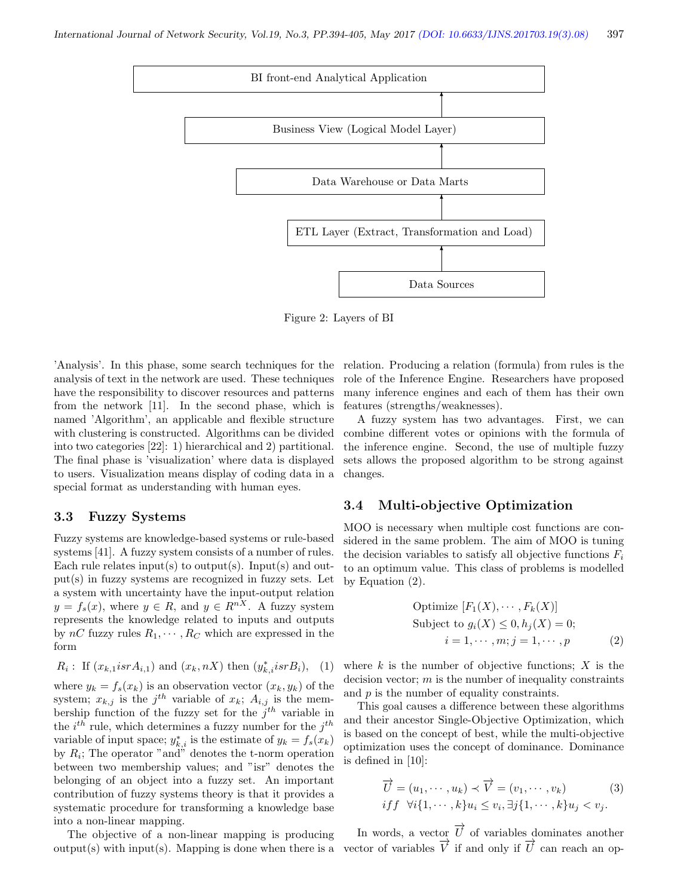BI front-end Analytical Application

Business View (Logical Model Layer)

Data Warehouse or Data Marts

ETL Layer (Extract, Transformation and Load)

Data Sources

Figure 2: Layers of BI

'Analysis'. In this phase, some search techniques for the analysis of text in the network are used. These techniques have the responsibility to discover resources and patterns from the network [11]. In the second phase, which is named 'Algorithm', an applicable and flexible structure with clustering is constructed. Algorithms can be divided into two categories [22]: 1) hierarchical and 2) partitional. The final phase is 'visualization' where data is displayed to users. Visualization means display of coding data in a special format as understanding with human eyes.

### 3.3 Fuzzy Systems

Fuzzy systems are knowledge-based systems or rule-based systems [41]. A fuzzy system consists of a number of rules. Each rule relates input(s) to output(s). Input(s) and output(s) in fuzzy systems are recognized in fuzzy sets. Let a system with uncertainty have the input-output relation $y = f_s(x)$, where $y \in R$, and $y \in R^{nX}$. A fuzzy system represents the knowledge related to inputs and outputs by $nC$ fuzzy rules $R_1, \cdots, R_C$ which are expressed in the form

$$R_i: \text{ If } (x_{k,1} isr A_{i,1}) \text{ and } (x_k, nX) \text{ then } (y^*_{k,i} isr B_i), \quad (1)$$

where $y_k = f_s(x_k)$ is an observation vector $(x_k, y_k)$ of the system; $x_{k,j}$ is the $j^{th}$ variable of $x_k$; $A_{i,j}$ is the membership function of the fuzzy set for the $j^{th}$ variable in the $i^{th}$ rule, which determines a fuzzy number for the $j^{th}$ variable of input space; $y^*_{k,i}$ is the estimate of $y_k = f_s(x_k)$ by $R_i$; The operator "and" denotes the t-norm operation between two membership values; and "isr" denotes the belonging of an object into a fuzzy set. An important contribution of fuzzy systems theory is that it provides a systematic procedure for transforming a knowledge base into a non-linear mapping.

The objective of a non-linear mapping is producing output(s) with input(s). Mapping is done when there is a relation. Producing a relation (formula) from rules is the role of the Inference Engine. Researchers have proposed many inference engines and each of them has their own features (strengths/weaknesses).

A fuzzy system has two advantages. First, we can combine different votes or opinions with the formula of the inference engine. Second, the use of multiple fuzzy sets allows the proposed algorithm to be strong against changes.

### 3.4 Multi-objective Optimization

MOO is necessary when multiple cost functions are considered in the same problem. The aim of MOO is tuning the decision variables to satisfy all objective functions $F_i$ to an optimum value. This class of problems is modelled by Equation (2).

$$\begin{aligned} &\text{Optimize } [F_1(X), \cdots, F_k(X)] \\ &\text{Subject to } g_i(X) \leq 0, h_j(X) = 0; \\ &\qquad i = 1, \cdots, m; j = 1, \cdots, p \end{aligned} \quad (2)$$

where $k$ is the number of objective functions; $X$ is the decision vector; $m$ is the number of inequality constraints and $p$ is the number of equality constraints.

This goal causes a difference between these algorithms and their ancestor Single-Objective Optimization, which is based on the concept of best, while the multi-objective optimization uses the concept of dominance. Dominance is defined in [10]:

$$\begin{aligned} &\overrightarrow{U} = (u_1, \cdots, u_k) \prec \overrightarrow{V} = (v_1, \cdots, v_k) \\ &iff \;\; \forall i\{1, \cdots, k\} u_i \leq v_i, \exists j\{1, \cdots, k\} u_j < v_j. \end{aligned} \quad (3)$$

In words, a vector $\overrightarrow{U}$ of variables dominates another vector of variables $\overrightarrow{V}$ if and only if $\overrightarrow{U}$ can reach an op-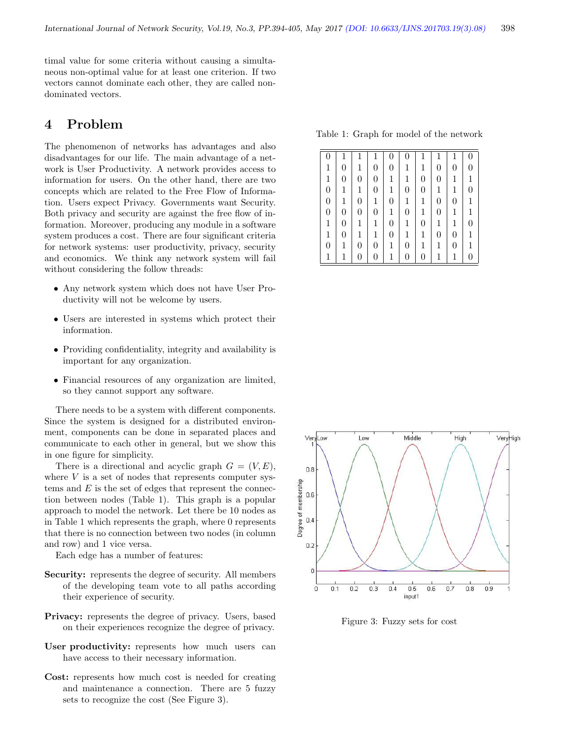timal value for some criteria without causing a simultaneous non-optimal value for at least one criterion. If two vectors cannot dominate each other, they are called non-dominated vectors.

# 4 Problem

The phenomenon of networks has advantages and also disadvantages for our life. The main advantage of a network is User Productivity. A network provides access to information for users. On the other hand, there are two concepts which are related to the Free Flow of Information. Users expect Privacy. Governments want Security. Both privacy and security are against the free flow of information. Moreover, producing any module in a software system produces a cost. There are four significant criteria for network systems: user productivity, privacy, security and economics. We think any network system will fail without considering the follow threads:

- Any network system which does not have User Productivity will not be welcome by users.
- Users are interested in systems which protect their information.
- Providing confidentiality, integrity and availability is important for any organization.
- Financial resources of any organization are limited, so they cannot support any software.

There needs to be a system with different components. Since the system is designed for a distributed environment, components can be done in separated places and communicate to each other in general, but we show this in one figure for simplicity.

There is a directional and acyclic graph $G = (V, E)$, where $V$ is a set of nodes that represents computer systems and $E$ is the set of edges that represent the connection between nodes (Table 1). This graph is a popular approach to model the network. Let there be 10 nodes as in Table 1 which represents the graph, where 0 represents that there is no connection between two nodes (in column and row) and 1 vice versa.

Each edge has a number of features:

**Security:** represents the degree of security. All members of the developing team vote to all paths according their experience of security.

**Privacy:** represents the degree of privacy. Users, based on their experiences recognize the degree of privacy.

**User productivity:** represents how much users can have access to their necessary information.

**Cost:** represents how much cost is needed for creating and maintenance a connection. There are 5 fuzzy sets to recognize the cost (See Figure 3).

Table 1: Graph for model of the network

| | | | | | | | | | |
|---|---|---|---|---|---|---|---|---|---|
| 0 | 1 | 1 | 1 | 0 | 0 | 1 | 1 | 1 | 0 |
| 1 | 0 | 1 | 0 | 0 | 1 | 1 | 0 | 0 | 0 |
| 1 | 0 | 0 | 0 | 1 | 1 | 0 | 0 | 1 | 1 |
| 0 | 1 | 1 | 0 | 1 | 0 | 0 | 1 | 1 | 0 |
| 0 | 1 | 0 | 1 | 0 | 1 | 1 | 0 | 0 | 1 |
| 0 | 0 | 0 | 0 | 1 | 0 | 1 | 0 | 1 | 1 |
| 1 | 0 | 1 | 1 | 0 | 1 | 0 | 1 | 1 | 0 |
| 1 | 0 | 1 | 1 | 0 | 1 | 1 | 0 | 0 | 1 |
| 0 | 1 | 0 | 0 | 1 | 0 | 1 | 1 | 0 | 1 |
| 1 | 1 | 0 | 0 | 1 | 0 | 0 | 1 | 1 | 0 |

Figure 3: Fuzzy sets for cost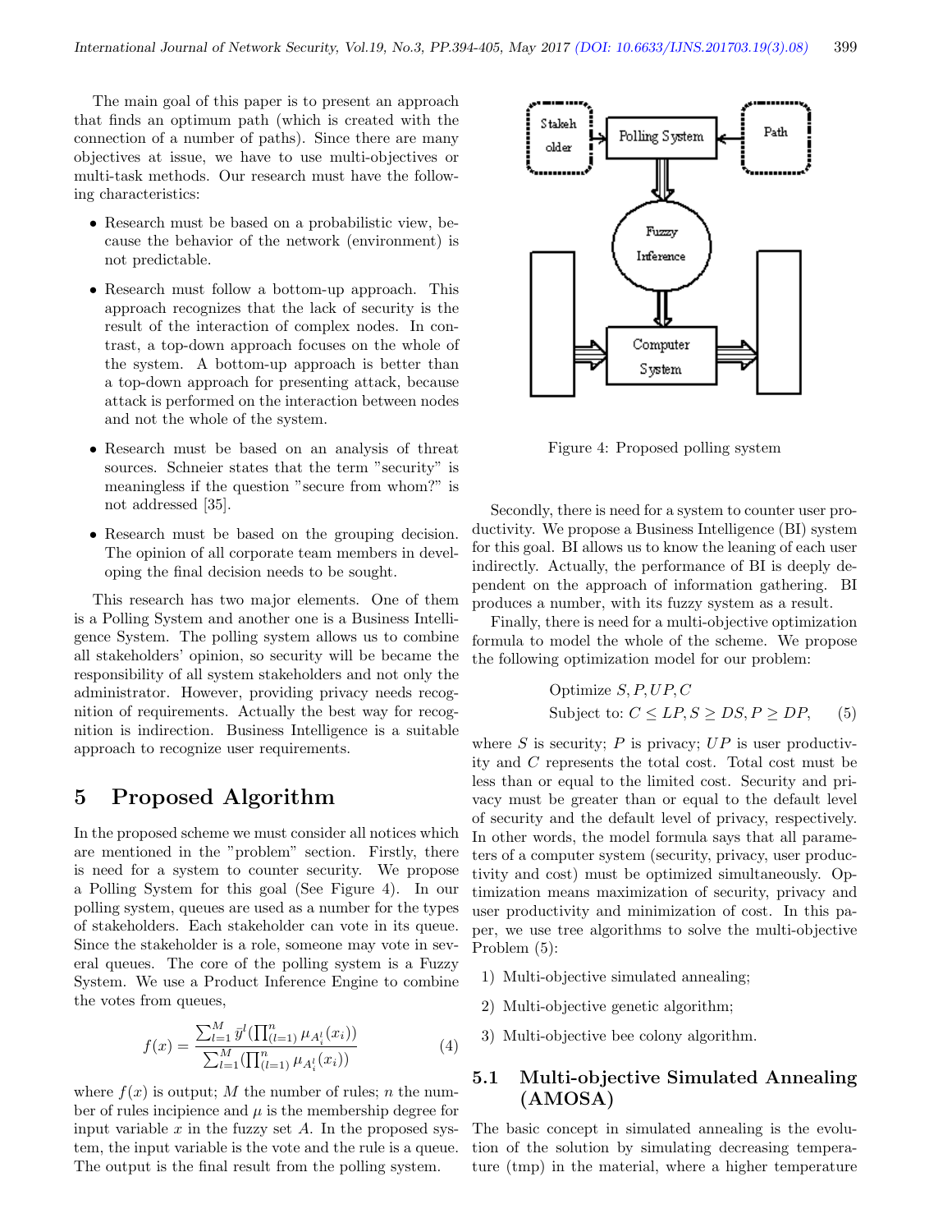The main goal of this paper is to present an approach that finds an optimum path (which is created with the connection of a number of paths). Since there are many objectives at issue, we have to use multi-objectives or multi-task methods. Our research must have the following characteristics:

- Research must be based on a probabilistic view, because the behavior of the network (environment) is not predictable.
- Research must follow a bottom-up approach. This approach recognizes that the lack of security is the result of the interaction of complex nodes. In contrast, a top-down approach focuses on the whole of the system. A bottom-up approach is better than a top-down approach for presenting attack, because attack is performed on the interaction between nodes and not the whole of the system.
- Research must be based on an analysis of threat sources. Schneier states that the term "security" is meaningless if the question "secure from whom?" is not addressed [35].
- Research must be based on the grouping decision. The opinion of all corporate team members in developing the final decision needs to be sought.

This research has two major elements. One of them is a Polling System and another one is a Business Intelligence System. The polling system allows us to combine all stakeholders' opinion, so security will be became the responsibility of all system stakeholders and not only the administrator. However, providing privacy needs recognition of requirements. Actually the best way for recognition is indirection. Business Intelligence is a suitable approach to recognize user requirements.

# 5 Proposed Algorithm

In the proposed scheme we must consider all notices which are mentioned in the "problem" section. Firstly, there is need for a system to counter security. We propose a Polling System for this goal (See Figure 4). In our polling system, queues are used as a number for the types of stakeholders. Each stakeholder can vote in its queue. Since the stakeholder is a role, someone may vote in several queues. The core of the polling system is a Fuzzy System. We use a Product Inference Engine to combine the votes from queues,

$$f(x) = \frac{\sum_{l=1}^{M} \bar{y}^l (\prod_{(l=1)}^{n} \mu_{A_i^l}(x_i))}{\sum_{l=1}^{M} (\prod_{(l=1)}^{n} \mu_{A_i^l}(x_i))} \quad (4)$$

where $f(x)$ is output; $M$ the number of rules; $n$ the number of rules incipience and $\mu$ is the membership degree for input variable $x$ in the fuzzy set $A$. In the proposed system, the input variable is the vote and the rule is a queue. The output is the final result from the polling system.

Figure 4: Proposed polling system

Secondly, there is need for a system to counter user productivity. We propose a Business Intelligence (BI) system for this goal. BI allows us to know the leaning of each user indirectly. Actually, the performance of BI is deeply dependent on the approach of information gathering. BI produces a number, with its fuzzy system as a result.

Finally, there is need for a multi-objective optimization formula to model the whole of the scheme. We propose the following optimization model for our problem:

$$\begin{aligned} &\text{Optimize } S, P, UP, C \\ &\text{Subject to: } C \leq LP, S \geq DS, P \geq DP, \end{aligned} \quad (5)$$

where $S$ is security; $P$ is privacy; $UP$ is user productivity and $C$ represents the total cost. Total cost must be less than or equal to the limited cost. Security and privacy must be greater than or equal to the default level of security and the default level of privacy, respectively. In other words, the model formula says that all parameters of a computer system (security, privacy, user productivity and cost) must be optimized simultaneously. Optimization means maximization of security, privacy and user productivity and minimization of cost. In this paper, we use tree algorithms to solve the multi-objective Problem (5):

1) Multi-objective simulated annealing;
2) Multi-objective genetic algorithm;
3) Multi-objective bee colony algorithm.

## 5.1 Multi-objective Simulated Annealing (AMOSA)

The basic concept in simulated annealing is the evolution of the solution by simulating decreasing temperature (tmp) in the material, where a higher temperature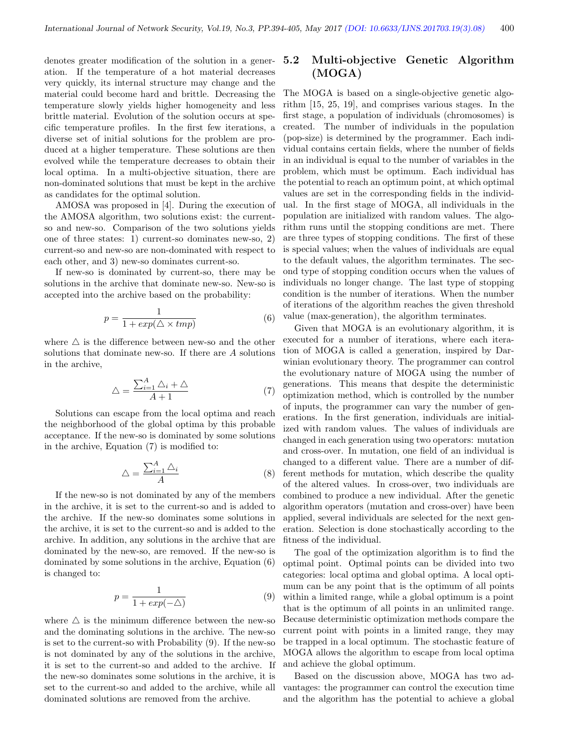denotes greater modification of the solution in a generation. If the temperature of a hot material decreases very quickly, its internal structure may change and the material could become hard and brittle. Decreasing the temperature slowly yields higher homogeneity and less brittle material. Evolution of the solution occurs at specific temperature profiles. In the first few iterations, a diverse set of initial solutions for the problem are produced at a higher temperature. These solutions are then evolved while the temperature decreases to obtain their local optima. In a multi-objective situation, there are non-dominated solutions that must be kept in the archive as candidates for the optimal solution.

AMOSA was proposed in [4]. During the execution of the AMOSA algorithm, two solutions exist: the current-so and new-so. Comparison of the two solutions yields one of three states: 1) current-so dominates new-so, 2) current-so and new-so are non-dominated with respect to each other, and 3) new-so dominates current-so.

If new-so is dominated by current-so, there may be solutions in the archive that dominate new-so. New-so is accepted into the archive based on the probability:

$$p = \frac{1}{1 + exp(\triangle \times tmp)} \tag{6}$$

where $\triangle$ is the difference between new-so and the other solutions that dominate new-so. If there are $A$ solutions in the archive,

$$\triangle = \frac{\sum_{i=1}^{A} \triangle_i + \triangle}{A+1} \tag{7}$$

Solutions can escape from the local optima and reach the neighborhood of the global optima by this probable acceptance. If the new-so is dominated by some solutions in the archive, Equation (7) is modified to:

$$\triangle = \frac{\sum_{i=1}^{A} \triangle_i}{A} \tag{8}$$

If the new-so is not dominated by any of the members in the archive, it is set to the current-so and is added to the archive. If the new-so dominates some solutions in the archive, it is set to the current-so and is added to the archive. In addition, any solutions in the archive that are dominated by the new-so, are removed. If the new-so is dominated by some solutions in the archive, Equation (6) is changed to:

$$p = \frac{1}{1 + exp(-\triangle)} \tag{9}$$

where $\triangle$ is the minimum difference between the new-so and the dominating solutions in the archive. The new-so is set to the current-so with Probability (9). If the new-so is not dominated by any of the solutions in the archive, it is set to the current-so and added to the archive. If the new-so dominates some solutions in the archive, it is set to the current-so and added to the archive, while all dominated solutions are removed from the archive.

## 5.2 Multi-objective Genetic Algorithm (MOGA)

The MOGA is based on a single-objective genetic algorithm [15, 25, 19], and comprises various stages. In the first stage, a population of individuals (chromosomes) is created. The number of individuals in the population (pop-size) is determined by the programmer. Each individual contains certain fields, where the number of fields in an individual is equal to the number of variables in the problem, which must be optimum. Each individual has the potential to reach an optimum point, at which optimal values are set in the corresponding fields in the individual. In the first stage of MOGA, all individuals in the population are initialized with random values. The algorithm runs until the stopping conditions are met. There are three types of stopping conditions. The first of these is special values; when the values of individuals are equal to the default values, the algorithm terminates. The second type of stopping condition occurs when the values of individuals no longer change. The last type of stopping condition is the number of iterations. When the number of iterations of the algorithm reaches the given threshold value (max-generation), the algorithm terminates.

Given that MOGA is an evolutionary algorithm, it is executed for a number of iterations, where each iteration of MOGA is called a generation, inspired by Darwinian evolutionary theory. The programmer can control the evolutionary nature of MOGA using the number of generations. This means that despite the deterministic optimization method, which is controlled by the number of inputs, the programmer can vary the number of generations. In the first generation, individuals are initialized with random values. The values of individuals are changed in each generation using two operators: mutation and cross-over. In mutation, one field of an individual is changed to a different value. There are a number of different methods for mutation, which describe the quality of the altered values. In cross-over, two individuals are combined to produce a new individual. After the genetic algorithm operators (mutation and cross-over) have been applied, several individuals are selected for the next generation. Selection is done stochastically according to the fitness of the individual.

The goal of the optimization algorithm is to find the optimal point. Optimal points can be divided into two categories: local optima and global optima. A local optimum can be any point that is the optimum of all points within a limited range, while a global optimum is a point that is the optimum of all points in an unlimited range. Because deterministic optimization methods compare the current point with points in a limited range, they may be trapped in a local optimum. The stochastic feature of MOGA allows the algorithm to escape from local optima and achieve the global optimum.

Based on the discussion above, MOGA has two advantages: the programmer can control the execution time and the algorithm has the potential to achieve a global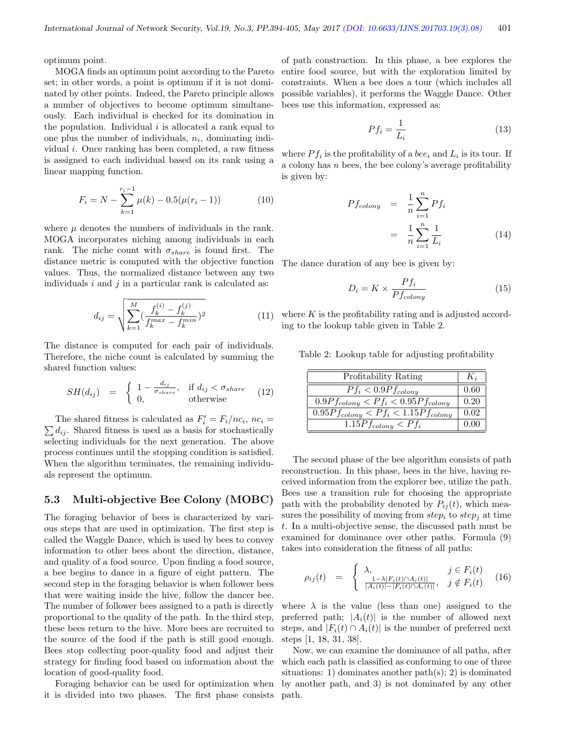optimum point.

MOGA finds an optimum point according to the Pareto set; in other words, a point is optimum if it is not dominated by other points. Indeed, the Pareto principle allows a number of objectives to become optimum simultaneously. Each individual is checked for its domination in the population. Individual $i$ is allocated a rank equal to one plus the number of individuals, $n_i$, dominating individual $i$. Once ranking has been completed, a raw fitness is assigned to each individual based on its rank using a linear mapping function.

$$F_i = N - \sum_{k=1}^{r_i - 1} \mu(k) - 0.5(\mu(r_i - 1)) \tag{10}$$

where $\mu$ denotes the numbers of individuals in the rank. MOGA incorporates niching among individuals in each rank. The niche count with $\sigma_{share}$ is found first. The distance metric is computed with the objective function values. Thus, the normalized distance between any two individuals $i$ and $j$ in a particular rank is calculated as:

$$d_{ij} = \sqrt{\sum_{k=1}^{M} \left(\frac{f_k^{(i)} - f_k^{(j)}}{f_k^{max} - f_k^{min}}\right)^2} \tag{11}$$

The distance is computed for each pair of individuals. Therefore, the niche count is calculated by summing the shared function values:

$$SH(d_{ij}) = \begin{cases} 1 - \frac{d_{ij}}{\sigma_{share}}, & \text{if } d_{ij} < \sigma_{share} \\ 0, & \text{otherwise} \end{cases} \tag{12}$$

The shared fitness is calculated as $F_i' = F_i / nc_i$, $nc_i = \sum d_{ij}$. Shared fitness is used as a basis for stochastically selecting individuals for the next generation. The above process continues until the stopping condition is satisfied. When the algorithm terminates, the remaining individuals represent the optimum.

### 5.3 Multi-objective Bee Colony (MOBC)

The foraging behavior of bees is characterized by various steps that are used in optimization. The first step is called the Waggle Dance, which is used by bees to convey information to other bees about the direction, distance, and quality of a food source. Upon finding a food source, a bee begins to dance in a figure of eight pattern. The second step in the foraging behavior is when follower bees that were waiting inside the hive, follow the dancer bee. The number of follower bees assigned to a path is directly proportional to the quality of the path. In the third step, these bees return to the hive. More bees are recruited to the source of the food if the path is still good enough. Bees stop collecting poor-quality food and adjust their strategy for finding food based on information about the location of good-quality food.

Foraging behavior can be used for optimization when it is divided into two phases. The first phase consists of path construction. In this phase, a bee explores the entire food source, but with the exploration limited by constraints. When a bee does a tour (which includes all possible variables), it performs the Waggle Dance. Other bees use this information, expressed as:

$$Pf_i = \frac{1}{L_i} \tag{13}$$

where $Pf_i$ is the profitability of a $bee_i$ and $L_i$ is its tour. If a colony has $n$ bees, the bee colony's average profitability is given by:

$$\begin{aligned} Pf_{colony} &= \frac{1}{n} \sum_{i=1}^{n} Pf_i \\ &= \frac{1}{n} \sum_{i=1}^{n} \frac{1}{L_i} \end{aligned} \tag{14}$$

The dance duration of any bee is given by:

$$D_i = K \times \frac{Pf_i}{Pf_{colony}} \tag{15}$$

where $K$ is the profitability rating and is adjusted according to the lookup table given in Table 2.

Table 2: Lookup table for adjusting profitability

| Profitability Rating | $K_i$ |
|---|---|
| $Pf_i < 0.9Pf_{colony}$ | 0.60 |
| $0.9Pf_{colony} < Pf_i < 0.95Pf_{colony}$ | 0.20 |
| $0.95Pf_{colony} < Pf_i < 1.15Pf_{colony}$ | 0.02 |
| $1.15Pf_{colony} < Pf_i$ | 0.00 |

The second phase of the bee algorithm consists of path reconstruction. In this phase, bees in the hive, having received information from the explorer bee, utilize the path. Bees use a transition rule for choosing the appropriate path with the probability denoted by $P_{ij}(t)$, which measures the possibility of moving from $step_i$ to $step_j$ at time $t$. In a multi-objective sense, the discussed path must be examined for dominance over other paths. Formula (9) takes into consideration the fitness of all paths:

$$\rho_{ij}(t) = \begin{cases} \lambda, & j \in F_i(t) \\ \frac{1 - \lambda |F_i(t) \cap A_i(t)|}{|A_i(t)| - |F_i(t) \cap A_i(t)|}, & j \notin F_i(t) \end{cases} \tag{16}$$

where $\lambda$ is the value (less than one) assigned to the preferred path; $|A_i(t)|$ is the number of allowed next steps, and $|F_i(t) \cap A_i(t)|$ is the number of preferred next steps [1, 18, 31, 38].

Now, we can examine the dominance of all paths, after which each path is classified as conforming to one of three situations: 1) dominates another path(s); 2) is dominated by another path, and 3) is not dominated by any other path.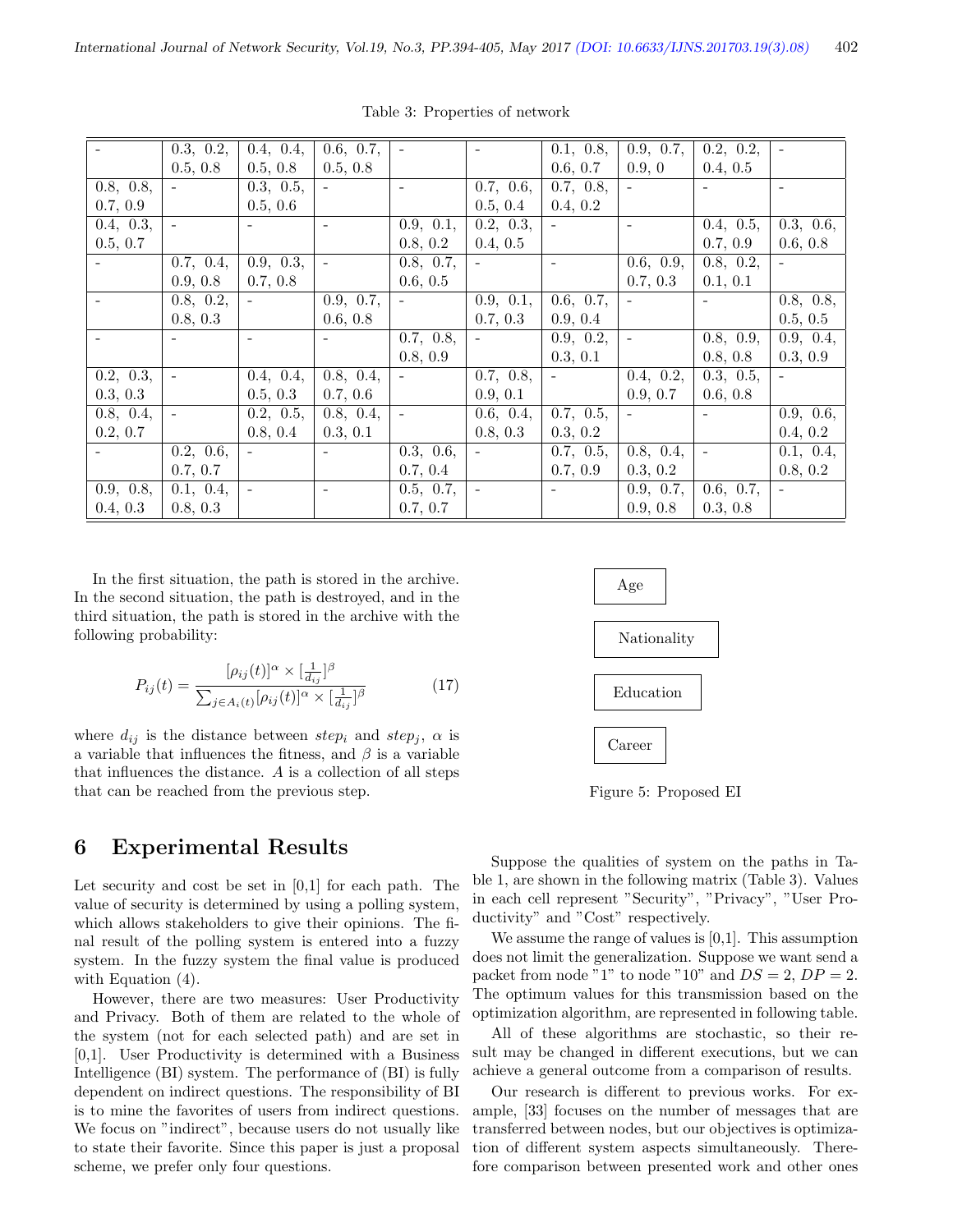Table 3: Properties of network

| | | | | | | | | | |
|---|---|---|---|---|---|---|---|---|---|
| - | 0.3, 0.2, 0.5, 0.8 | 0.4, 0.4, 0.5, 0.8 | 0.6, 0.7, 0.5, 0.8 | - | - | 0.1, 0.8, 0.6, 0.7 | 0.9, 0.7, 0.9, 0 | 0.2, 0.2, 0.4, 0.5 | - |
| 0.8, 0.8, 0.7, 0.9 | - | 0.3, 0.5, 0.5, 0.6 | - | - | 0.7, 0.6, 0.5, 0.4 | 0.7, 0.8, 0.4, 0.2 | - | - | - |
| 0.4, 0.3, 0.5, 0.7 | - | - | - | 0.9, 0.1, 0.8, 0.2 | 0.2, 0.3, 0.4, 0.5 | - | - | 0.4, 0.5, 0.7, 0.9 | 0.3, 0.6, 0.6, 0.8 |
| - | 0.7, 0.4, 0.9, 0.8 | 0.9, 0.3, 0.7, 0.8 | - | 0.8, 0.7, 0.6, 0.5 | - | - | 0.6, 0.9, 0.7, 0.3 | 0.8, 0.2, 0.1, 0.1 | - |
| - | 0.8, 0.2, 0.8, 0.3 | - | 0.9, 0.7, 0.6, 0.8 | - | 0.9, 0.1, 0.7, 0.3 | 0.6, 0.7, 0.9, 0.4 | - | - | 0.8, 0.8, 0.5, 0.5 |
| - | - | - | - | 0.7, 0.8, 0.8, 0.9 | - | 0.9, 0.2, 0.3, 0.1 | - | 0.8, 0.9, 0.8, 0.8 | 0.9, 0.4, 0.3, 0.9 |
| 0.2, 0.3, 0.3, 0.3 | - | 0.4, 0.4, 0.5, 0.3 | 0.8, 0.4, 0.7, 0.6 | - | 0.7, 0.8, 0.9, 0.1 | - | 0.4, 0.2, 0.9, 0.7 | 0.3, 0.5, 0.6, 0.8 | - |
| 0.8, 0.4, 0.2, 0.7 | - | 0.2, 0.5, 0.8, 0.4 | 0.8, 0.4, 0.3, 0.1 | - | 0.6, 0.4, 0.8, 0.3 | 0.7, 0.5, 0.3, 0.2 | - | - | 0.9, 0.6, 0.4, 0.2 |
| - | 0.2, 0.6, 0.7, 0.7 | - | - | 0.3, 0.6, 0.7, 0.4 | - | 0.7, 0.5, 0.7, 0.9 | 0.8, 0.4, 0.3, 0.2 | - | 0.1, 0.4, 0.8, 0.2 |
| 0.9, 0.8, 0.4, 0.3 | 0.1, 0.4, 0.8, 0.3 | - | - | 0.5, 0.7, 0.7, 0.7 | - | - | 0.9, 0.7, 0.9, 0.8 | 0.6, 0.7, 0.3, 0.8 | - |

In the first situation, the path is stored in the archive. In the second situation, the path is destroyed, and in the third situation, the path is stored in the archive with the following probability:

$$P_{ij}(t) = \frac{[\rho_{ij}(t)]^{\alpha} \times [\frac{1}{d_{ij}}]^{\beta}}{\sum_{j \in A_i(t)} [\rho_{ij}(t)]^{\alpha} \times [\frac{1}{d_{ij}}]^{\beta}} \tag{17}$$

where $d_{ij}$ is the distance between $step_i$ and $step_j$, $\alpha$ is a variable that influences the fitness, and $\beta$ is a variable that influences the distance. $A$ is a collection of all steps that can be reached from the previous step.

## 6 Experimental Results

Let security and cost be set in [0,1] for each path. The value of security is determined by using a polling system, which allows stakeholders to give their opinions. The final result of the polling system is entered into a fuzzy system. In the fuzzy system the final value is produced with Equation (4).

However, there are two measures: User Productivity and Privacy. Both of them are related to the whole of the system (not for each selected path) and are set in [0,1]. User Productivity is determined with a Business Intelligence (BI) system. The performance of (BI) is fully dependent on indirect questions. The responsibility of BI is to mine the favorites of users from indirect questions. We focus on "indirect", because users do not usually like to state their favorite. Since this paper is just a proposal scheme, we prefer only four questions.

Age

Nationality

Education

Career

Figure 5: Proposed EI

Suppose the qualities of system on the paths in Table 1, are shown in the following matrix (Table 3). Values in each cell represent "Security", "Privacy", "User Productivity" and "Cost" respectively.

We assume the range of values is [0,1]. This assumption does not limit the generalization. Suppose we want send a packet from node "1" to node "10" and $DS = 2$, $DP = 2$. The optimum values for this transmission based on the optimization algorithm, are represented in following table.

All of these algorithms are stochastic, so their result may be changed in different executions, but we can achieve a general outcome from a comparison of results.

Our research is different to previous works. For example, [33] focuses on the number of messages that are transferred between nodes, but our objectives is optimization of different system aspects simultaneously. Therefore comparison between presented work and other ones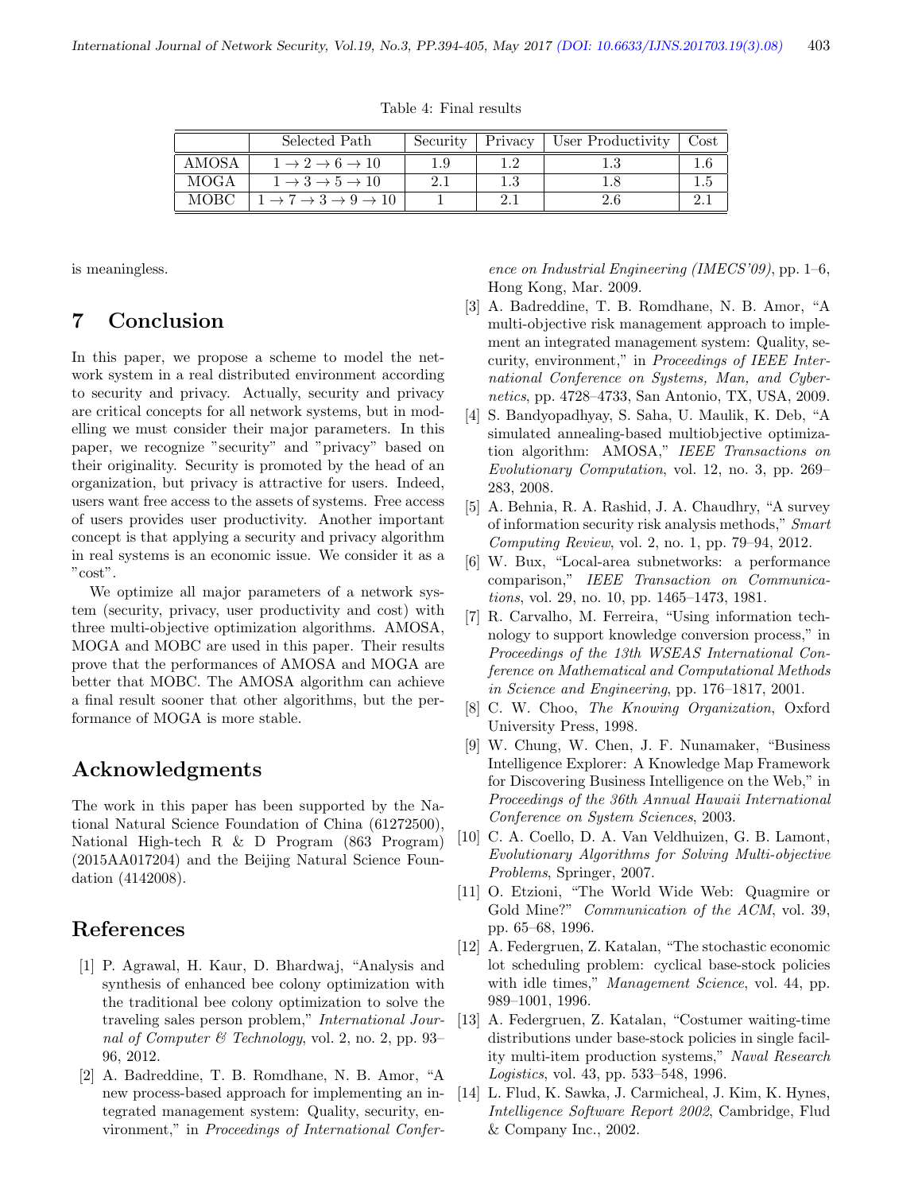Table 4: Final results

| | Selected Path | Security | Privacy | User Productivity | Cost |
|---|---|---|---|---|---|
| AMOSA | $1 \rightarrow 2 \rightarrow 6 \rightarrow 10$ | 1.9 | 1.2 | 1.3 | 1.6 |
| MOGA | $1 \rightarrow 3 \rightarrow 5 \rightarrow 10$ | 2.1 | 1.3 | 1.8 | 1.5 |
| MOBC | $1 \rightarrow 7 \rightarrow 3 \rightarrow 9 \rightarrow 10$ | 1 | 2.1 | 2.6 | 2.1 |

is meaningless.

# 7 Conclusion

In this paper, we propose a scheme to model the network system in a real distributed environment according to security and privacy. Actually, security and privacy are critical concepts for all network systems, but in modelling we must consider their major parameters. In this paper, we recognize "security" and "privacy" based on their originality. Security is promoted by the head of an organization, but privacy is attractive for users. Indeed, users want free access to the assets of systems. Free access of users provides user productivity. Another important concept is that applying a security and privacy algorithm in real systems is an economic issue. We consider it as a "cost".

We optimize all major parameters of a network system (security, privacy, user productivity and cost) with three multi-objective optimization algorithms. AMOSA, MOGA and MOBC are used in this paper. Their results prove that the performances of AMOSA and MOGA are better that MOBC. The AMOSA algorithm can achieve a final result sooner that other algorithms, but the performance of MOGA is more stable.

# Acknowledgments

The work in this paper has been supported by the National Natural Science Foundation of China (61272500), National High-tech R & D Program (863 Program) (2015AA017204) and the Beijing Natural Science Foundation (4142008).

# References

[1] P. Agrawal, H. Kaur, D. Bhardwaj, "Analysis and synthesis of enhanced bee colony optimization with the traditional bee colony optimization to solve the traveling sales person problem," *International Journal of Computer & Technology*, vol. 2, no. 2, pp. 93–96, 2012.

[2] A. Badreddine, T. B. Romdhane, N. B. Amor, "A new process-based approach for implementing an integrated management system: Quality, security, environment," in *Proceedings of International Conference on Industrial Engineering (IMECS'09)*, pp. 1–6, Hong Kong, Mar. 2009.

[3] A. Badreddine, T. B. Romdhane, N. B. Amor, "A multi-objective risk management approach to implement an integrated management system: Quality, security, environment," in *Proceedings of IEEE International Conference on Systems, Man, and Cybernetics*, pp. 4728–4733, San Antonio, TX, USA, 2009.

[4] S. Bandyopadhyay, S. Saha, U. Maulik, K. Deb, "A simulated annealing-based multiobjective optimization algorithm: AMOSA," *IEEE Transactions on Evolutionary Computation*, vol. 12, no. 3, pp. 269–283, 2008.

[5] A. Behnia, R. A. Rashid, J. A. Chaudhry, "A survey of information security risk analysis methods," *Smart Computing Review*, vol. 2, no. 1, pp. 79–94, 2012.

[6] W. Bux, "Local-area subnetworks: a performance comparison," *IEEE Transaction on Communications*, vol. 29, no. 10, pp. 1465–1473, 1981.

[7] R. Carvalho, M. Ferreira, "Using information technology to support knowledge conversion process," in *Proceedings of the 13th WSEAS International Conference on Mathematical and Computational Methods in Science and Engineering*, pp. 176–1817, 2001.

[8] C. W. Choo, *The Knowing Organization*, Oxford University Press, 1998.

[9] W. Chung, W. Chen, J. F. Nunamaker, "Business Intelligence Explorer: A Knowledge Map Framework for Discovering Business Intelligence on the Web," in *Proceedings of the 36th Annual Hawaii International Conference on System Sciences*, 2003.

[10] C. A. Coello, D. A. Van Veldhuizen, G. B. Lamont, *Evolutionary Algorithms for Solving Multi-objective Problems*, Springer, 2007.

[11] O. Etzioni, "The World Wide Web: Quagmire or Gold Mine?" *Communication of the ACM*, vol. 39, pp. 65–68, 1996.

[12] A. Federgruen, Z. Katalan, "The stochastic economic lot scheduling problem: cyclical base-stock policies with idle times," *Management Science*, vol. 44, pp. 989–1001, 1996.

[13] A. Federgruen, Z. Katalan, "Costumer waiting-time distributions under base-stock policies in single facility multi-item production systems," *Naval Research Logistics*, vol. 43, pp. 533–548, 1996.

[14] L. Flud, K. Sawka, J. Carmicheal, J. Kim, K. Hynes, *Intelligence Software Report 2002*, Cambridge, Flud & Company Inc., 2002.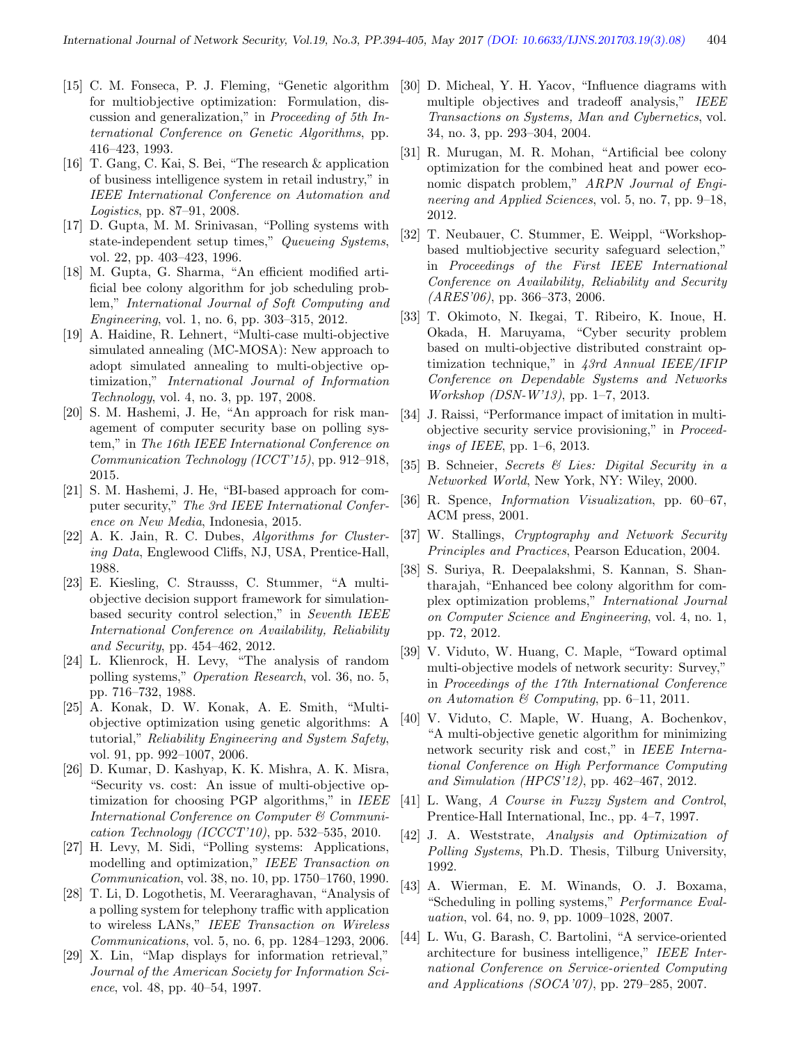[15] C. M. Fonseca, P. J. Fleming, "Genetic algorithm for multiobjective optimization: Formulation, discussion and generalization," in *Proceeding of 5th International Conference on Genetic Algorithms*, pp. 416–423, 1993.

[16] T. Gang, C. Kai, S. Bei, "The research & application of business intelligence system in retail industry," in *IEEE International Conference on Automation and Logistics*, pp. 87–91, 2008.

[17] D. Gupta, M. M. Srinivasan, "Polling systems with state-independent setup times," *Queueing Systems*, vol. 22, pp. 403–423, 1996.

[18] M. Gupta, G. Sharma, "An efficient modified artificial bee colony algorithm for job scheduling problem," *International Journal of Soft Computing and Engineering*, vol. 1, no. 6, pp. 303–315, 2012.

[19] A. Haidine, R. Lehnert, "Multi-case multi-objective simulated annealing (MC-MOSA): New approach to adopt simulated annealing to multi-objective optimization," *International Journal of Information Technology*, vol. 4, no. 3, pp. 197, 2008.

[20] S. M. Hashemi, J. He, "An approach for risk management of computer security base on polling system," in *The 16th IEEE International Conference on Communication Technology (ICCT'15)*, pp. 912–918, 2015.

[21] S. M. Hashemi, J. He, "BI-based approach for computer security," *The 3rd IEEE International Conference on New Media*, Indonesia, 2015.

[22] A. K. Jain, R. C. Dubes, *Algorithms for Clustering Data*, Englewood Cliffs, NJ, USA, Prentice-Hall, 1988.

[23] E. Kiesling, C. Strausss, C. Stummer, "A multi-objective decision support framework for simulation-based security control selection," in *Seventh IEEE International Conference on Availability, Reliability and Security*, pp. 454–462, 2012.

[24] L. Klienrock, H. Levy, "The analysis of random polling systems," *Operation Research*, vol. 36, no. 5, pp. 716–732, 1988.

[25] A. Konak, D. W. Konak, A. E. Smith, "Multi-objective optimization using genetic algorithms: A tutorial," *Reliability Engineering and System Safety*, vol. 91, pp. 992–1007, 2006.

[26] D. Kumar, D. Kashyap, K. K. Mishra, A. K. Misra, "Security vs. cost: An issue of multi-objective optimization for choosing PGP algorithms," in *IEEE International Conference on Computer & Communication Technology (ICCCT'10)*, pp. 532–535, 2010.

[27] H. Levy, M. Sidi, "Polling systems: Applications, modelling and optimization," *IEEE Transaction on Communication*, vol. 38, no. 10, pp. 1750–1760, 1990.

[28] T. Li, D. Logothetis, M. Veeraraghavan, "Analysis of a polling system for telephony traffic with application to wireless LANs," *IEEE Transaction on Wireless Communications*, vol. 5, no. 6, pp. 1284–1293, 2006.

[29] X. Lin, "Map displays for information retrieval," *Journal of the American Society for Information Science*, vol. 48, pp. 40–54, 1997.

[30] D. Micheal, Y. H. Yacov, "Influence diagrams with multiple objectives and tradeoff analysis," *IEEE Transactions on Systems, Man and Cybernetics*, vol. 34, no. 3, pp. 293–304, 2004.

[31] R. Murugan, M. R. Mohan, "Artificial bee colony optimization for the combined heat and power economic dispatch problem," *ARPN Journal of Engineering and Applied Sciences*, vol. 5, no. 7, pp. 9–18, 2012.

[32] T. Neubauer, C. Stummer, E. Weippl, "Workshop-based multiobjective security safeguard selection," in *Proceedings of the First IEEE International Conference on Availability, Reliability and Security (ARES'06)*, pp. 366–373, 2006.

[33] T. Okimoto, N. Ikegai, T. Ribeiro, K. Inoue, H. Okada, H. Maruyama, "Cyber security problem based on multi-objective distributed constraint optimization technique," in *43rd Annual IEEE/IFIP Conference on Dependable Systems and Networks Workshop (DSN-W'13)*, pp. 1–7, 2013.

[34] J. Raissi, "Performance impact of imitation in multi-objective security service provisioning," in *Proceedings of IEEE*, pp. 1–6, 2013.

[35] B. Schneier, *Secrets & Lies: Digital Security in a Networked World*, New York, NY: Wiley, 2000.

[36] R. Spence, *Information Visualization*, pp. 60–67, ACM press, 2001.

[37] W. Stallings, *Cryptography and Network Security Principles and Practices*, Pearson Education, 2004.

[38] S. Suriya, R. Deepalakshmi, S. Kannan, S. Shantharajah, "Enhanced bee colony algorithm for complex optimization problems," *International Journal on Computer Science and Engineering*, vol. 4, no. 1, pp. 72, 2012.

[39] V. Viduto, W. Huang, C. Maple, "Toward optimal multi-objective models of network security: Survey," in *Proceedings of the 17th International Conference on Automation & Computing*, pp. 6–11, 2011.

[40] V. Viduto, C. Maple, W. Huang, A. Bochenkov, "A multi-objective genetic algorithm for minimizing network security risk and cost," in *IEEE International Conference on High Performance Computing and Simulation (HPCS'12)*, pp. 462–467, 2012.

[41] L. Wang, *A Course in Fuzzy System and Control*, Prentice-Hall International, Inc., pp. 4–7, 1997.

[42] J. A. Weststrate, *Analysis and Optimization of Polling Systems*, Ph.D. Thesis, Tilburg University, 1992.

[43] A. Wierman, E. M. Winands, O. J. Boxama, "Scheduling in polling systems," *Performance Evaluation*, vol. 64, no. 9, pp. 1009–1028, 2007.

[44] L. Wu, G. Barash, C. Bartolini, "A service-oriented architecture for business intelligence," *IEEE International Conference on Service-oriented Computing and Applications (SOCA'07)*, pp. 279–285, 2007.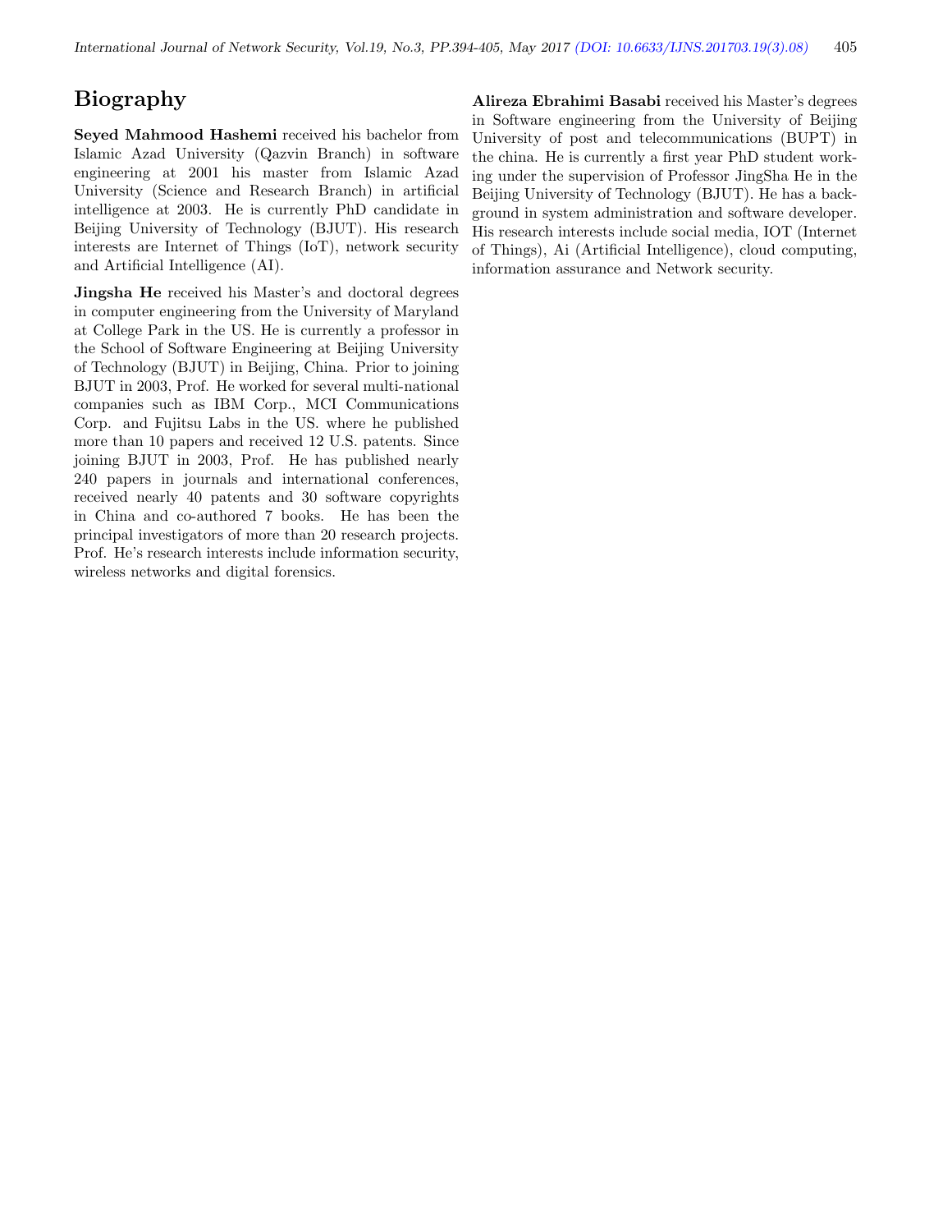# Biography

**Seyed Mahmood Hashemi** received his bachelor from Islamic Azad University (Qazvin Branch) in software engineering at 2001 his master from Islamic Azad University (Science and Research Branch) in artificial intelligence at 2003. He is currently PhD candidate in Beijing University of Technology (BJUT). His research interests are Internet of Things (IoT), network security and Artificial Intelligence (AI).

**Jingsha He** received his Master's and doctoral degrees in computer engineering from the University of Maryland at College Park in the US. He is currently a professor in the School of Software Engineering at Beijing University of Technology (BJUT) in Beijing, China. Prior to joining BJUT in 2003, Prof. He worked for several multi-national companies such as IBM Corp., MCI Communications Corp. and Fujitsu Labs in the US. where he published more than 10 papers and received 12 U.S. patents. Since joining BJUT in 2003, Prof. He has published nearly 240 papers in journals and international conferences, received nearly 40 patents and 30 software copyrights in China and co-authored 7 books. He has been the principal investigators of more than 20 research projects. Prof. He's research interests include information security, wireless networks and digital forensics.

**Alireza Ebrahimi Basabi** received his Master's degrees in Software engineering from the University of Beijing University of post and telecommunications (BUPT) in the china. He is currently a first year PhD student working under the supervision of Professor JingSha He in the Beijing University of Technology (BJUT). He has a background in system administration and software developer. His research interests include social media, IOT (Internet of Things), Ai (Artificial Intelligence), cloud computing, information assurance and Network security.